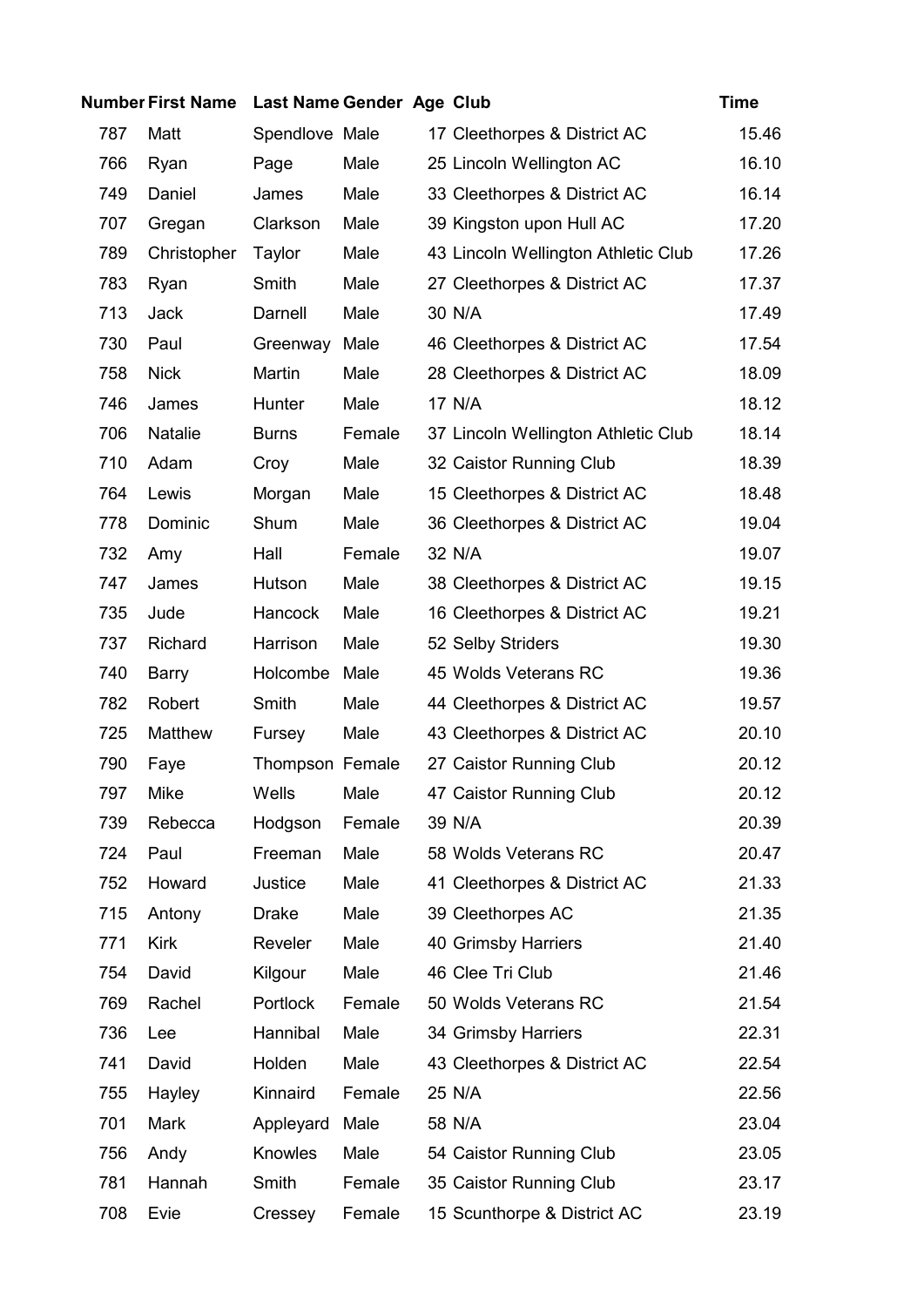| Number | First Name | Last Name | Gender | Age | Club | Time |
|---|---|---|---|---|---|---|
| 787 | Matt | Spendlove | Male | 17 | Cleethorpes & District AC | 15.46 |
| 766 | Ryan | Page | Male | 25 | Lincoln Wellington AC | 16.10 |
| 749 | Daniel | James | Male | 33 | Cleethorpes & District AC | 16.14 |
| 707 | Gregan | Clarkson | Male | 39 | Kingston upon Hull AC | 17.20 |
| 789 | Christopher | Taylor | Male | 43 | Lincoln Wellington Athletic Club | 17.26 |
| 783 | Ryan | Smith | Male | 27 | Cleethorpes & District AC | 17.37 |
| 713 | Jack | Darnell | Male | 30 | N/A | 17.49 |
| 730 | Paul | Greenway | Male | 46 | Cleethorpes & District AC | 17.54 |
| 758 | Nick | Martin | Male | 28 | Cleethorpes & District AC | 18.09 |
| 746 | James | Hunter | Male | 17 | N/A | 18.12 |
| 706 | Natalie | Burns | Female | 37 | Lincoln Wellington Athletic Club | 18.14 |
| 710 | Adam | Croy | Male | 32 | Caistor Running Club | 18.39 |
| 764 | Lewis | Morgan | Male | 15 | Cleethorpes & District AC | 18.48 |
| 778 | Dominic | Shum | Male | 36 | Cleethorpes & District AC | 19.04 |
| 732 | Amy | Hall | Female | 32 | N/A | 19.07 |
| 747 | James | Hutson | Male | 38 | Cleethorpes & District AC | 19.15 |
| 735 | Jude | Hancock | Male | 16 | Cleethorpes & District AC | 19.21 |
| 737 | Richard | Harrison | Male | 52 | Selby Striders | 19.30 |
| 740 | Barry | Holcombe | Male | 45 | Wolds Veterans RC | 19.36 |
| 782 | Robert | Smith | Male | 44 | Cleethorpes & District AC | 19.57 |
| 725 | Matthew | Fursey | Male | 43 | Cleethorpes & District AC | 20.10 |
| 790 | Faye | Thompson | Female | 27 | Caistor Running Club | 20.12 |
| 797 | Mike | Wells | Male | 47 | Caistor Running Club | 20.12 |
| 739 | Rebecca | Hodgson | Female | 39 | N/A | 20.39 |
| 724 | Paul | Freeman | Male | 58 | Wolds Veterans RC | 20.47 |
| 752 | Howard | Justice | Male | 41 | Cleethorpes & District AC | 21.33 |
| 715 | Antony | Drake | Male | 39 | Cleethorpes AC | 21.35 |
| 771 | Kirk | Reveler | Male | 40 | Grimsby Harriers | 21.40 |
| 754 | David | Kilgour | Male | 46 | Clee Tri Club | 21.46 |
| 769 | Rachel | Portlock | Female | 50 | Wolds Veterans RC | 21.54 |
| 736 | Lee | Hannibal | Male | 34 | Grimsby Harriers | 22.31 |
| 741 | David | Holden | Male | 43 | Cleethorpes & District AC | 22.54 |
| 755 | Hayley | Kinnaird | Female | 25 | N/A | 22.56 |
| 701 | Mark | Appleyard | Male | 58 | N/A | 23.04 |
| 756 | Andy | Knowles | Male | 54 | Caistor Running Club | 23.05 |
| 781 | Hannah | Smith | Female | 35 | Caistor Running Club | 23.17 |
| 708 | Evie | Cressey | Female | 15 | Scunthorpe & District AC | 23.19 |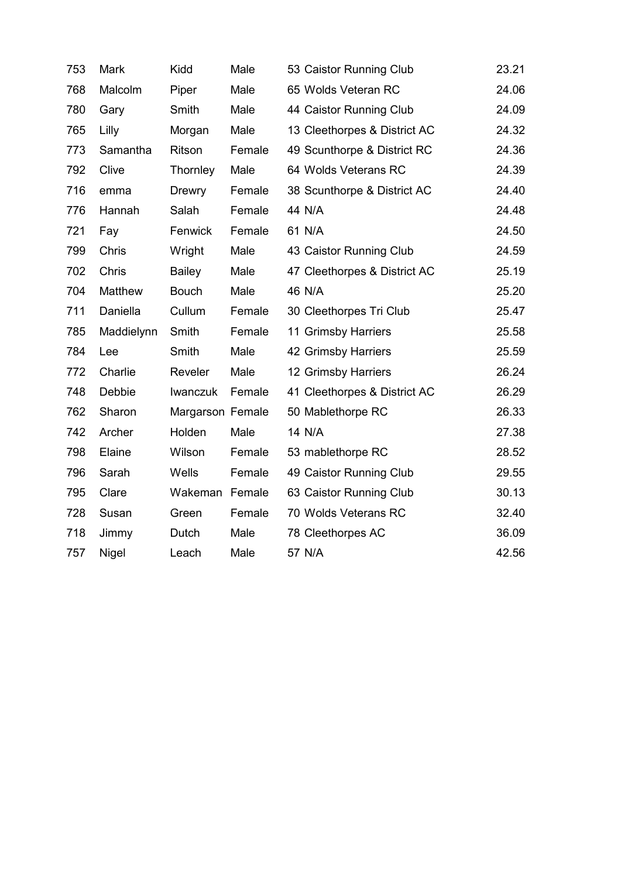| | | | | | | |
|---|---|---|---|---|---|---|
| 753 | Mark | Kidd | Male | 53 | Caistor Running Club | 23.21 |
| 768 | Malcolm | Piper | Male | 65 | Wolds Veteran RC | 24.06 |
| 780 | Gary | Smith | Male | 44 | Caistor Running Club | 24.09 |
| 765 | Lilly | Morgan | Male | 13 | Cleethorpes & District AC | 24.32 |
| 773 | Samantha | Ritson | Female | 49 | Scunthorpe & District RC | 24.36 |
| 792 | Clive | Thornley | Male | 64 | Wolds Veterans RC | 24.39 |
| 716 | emma | Drewry | Female | 38 | Scunthorpe & District AC | 24.40 |
| 776 | Hannah | Salah | Female | 44 | N/A | 24.48 |
| 721 | Fay | Fenwick | Female | 61 | N/A | 24.50 |
| 799 | Chris | Wright | Male | 43 | Caistor Running Club | 24.59 |
| 702 | Chris | Bailey | Male | 47 | Cleethorpes & District AC | 25.19 |
| 704 | Matthew | Bouch | Male | 46 | N/A | 25.20 |
| 711 | Daniella | Cullum | Female | 30 | Cleethorpes Tri Club | 25.47 |
| 785 | Maddielynn | Smith | Female | 11 | Grimsby Harriers | 25.58 |
| 784 | Lee | Smith | Male | 42 | Grimsby Harriers | 25.59 |
| 772 | Charlie | Reveler | Male | 12 | Grimsby Harriers | 26.24 |
| 748 | Debbie | Iwanczuk | Female | 41 | Cleethorpes & District AC | 26.29 |
| 762 | Sharon | Margarson | Female | 50 | Mablethorpe RC | 26.33 |
| 742 | Archer | Holden | Male | 14 | N/A | 27.38 |
| 798 | Elaine | Wilson | Female | 53 | mablethorpe RC | 28.52 |
| 796 | Sarah | Wells | Female | 49 | Caistor Running Club | 29.55 |
| 795 | Clare | Wakeman | Female | 63 | Caistor Running Club | 30.13 |
| 728 | Susan | Green | Female | 70 | Wolds Veterans RC | 32.40 |
| 718 | Jimmy | Dutch | Male | 78 | Cleethorpes AC | 36.09 |
| 757 | Nigel | Leach | Male | 57 | N/A | 42.56 |